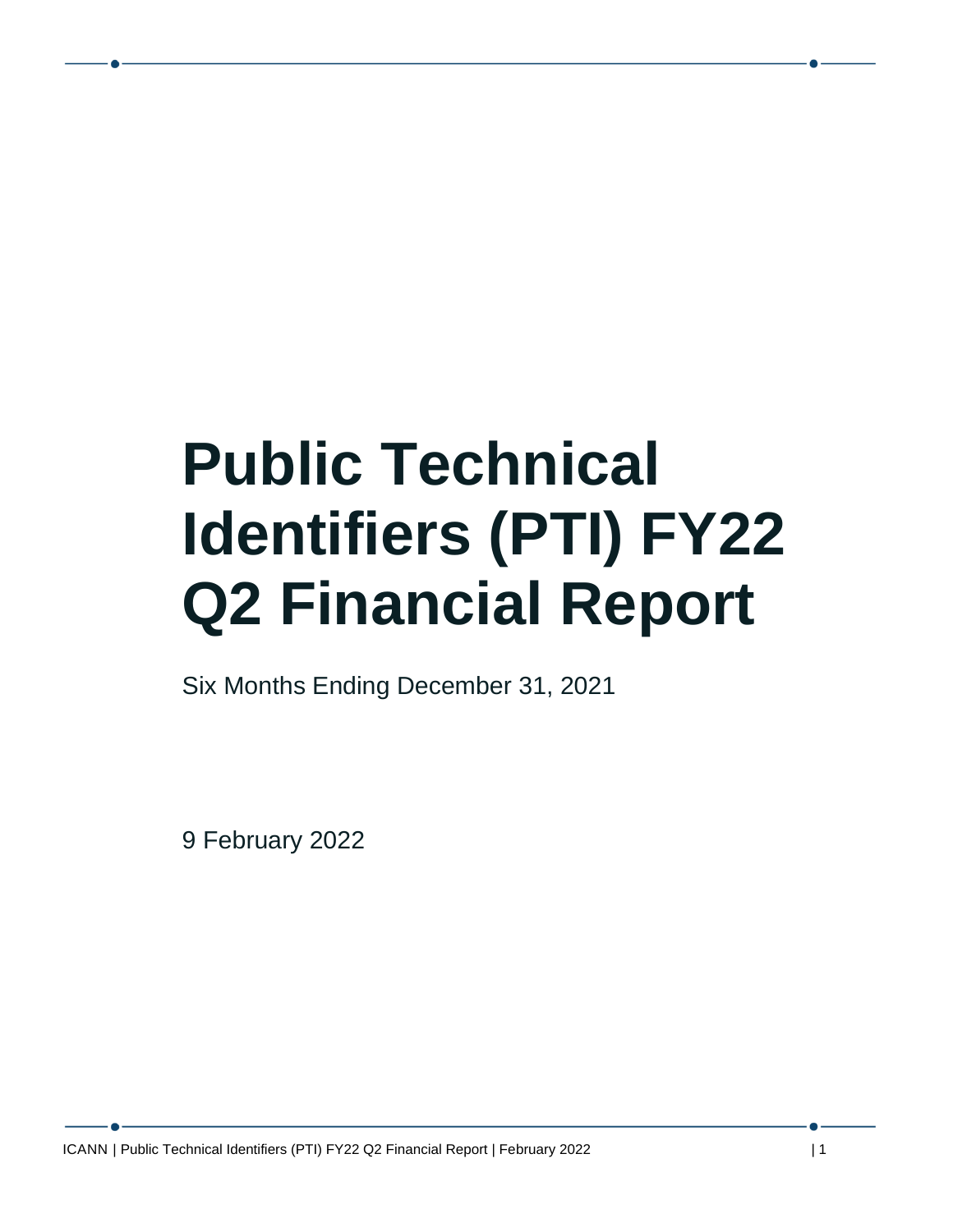# Public Technical Identifiers (PTI) FY22 Q2 Financial Report

Six Months Ending December 31, 2021

9 February 2022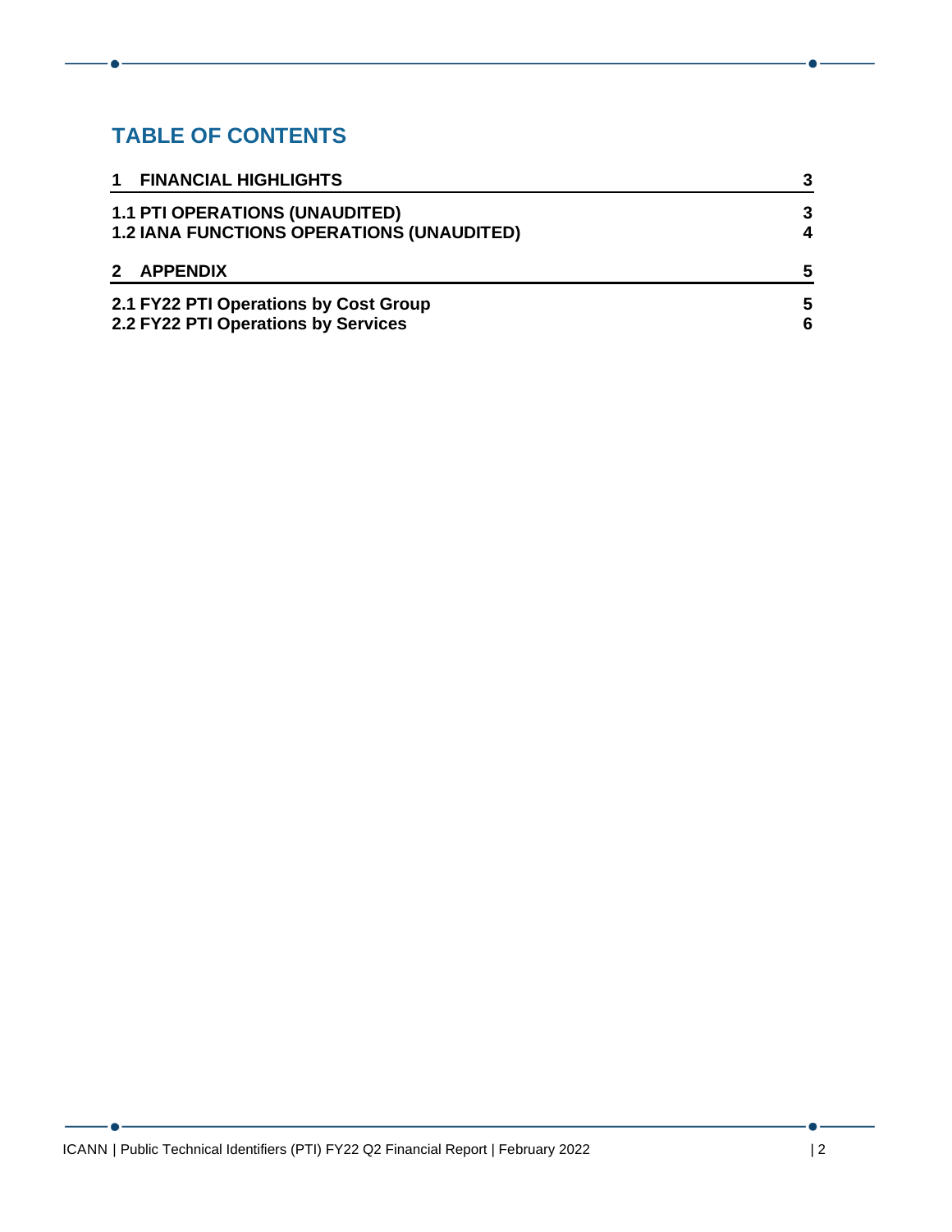## TABLE OF CONTENTS

| | |
|---|---|
| **1 FINANCIAL HIGHLIGHTS** | **3** |
| **1.1 PTI OPERATIONS (UNAUDITED)** | **3** |
| **1.2 IANA FUNCTIONS OPERATIONS (UNAUDITED)** | **4** |
| **2 APPENDIX** | **5** |
| **2.1 FY22 PTI Operations by Cost Group** | **5** |
| **2.2 FY22 PTI Operations by Services** | **6** |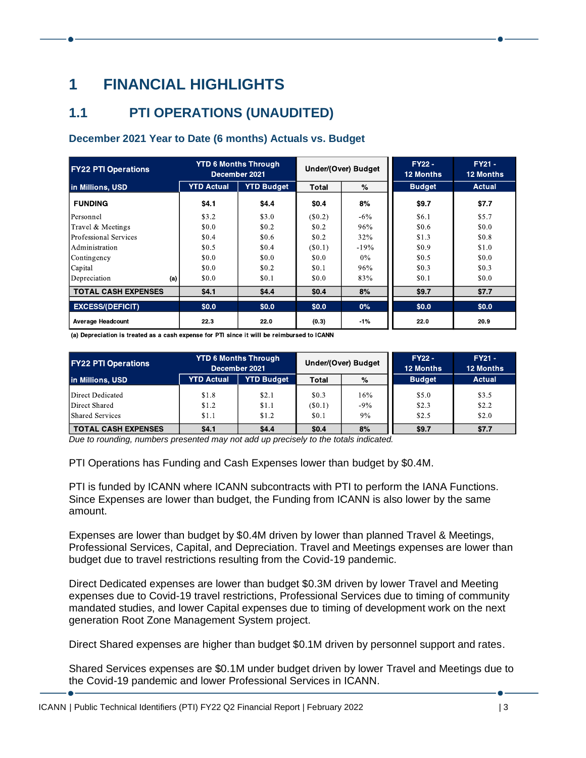# 1 FINANCIAL HIGHLIGHTS

## 1.1 PTI OPERATIONS (UNAUDITED)

### December 2021 Year to Date (6 months) Actuals vs. Budget

| FY22 PTI Operations | YTD 6 Months Through December 2021 | | Under/(Over) Budget | | FY22 - 12 Months | FY21 - 12 Months |
|---|---|---|---|---|---|---|
| in Millions, USD | YTD Actual | YTD Budget | Total | % | Budget | Actual |
| **FUNDING** | **$4.1** | **$4.4** | **$0.4** | **8%** | **$9.7** | **$7.7** |
| Personnel | $3.2 | $3.0 | ($0.2) | -6% | $6.1 | $5.7 |
| Travel & Meetings | $0.0 | $0.2 | $0.2 | 96% | $0.6 | $0.0 |
| Professional Services | $0.4 | $0.6 | $0.2 | 32% | $1.3 | $0.8 |
| Administration | $0.5 | $0.4 | ($0.1) | -19% | $0.9 | $1.0 |
| Contingency | $0.0 | $0.0 | $0.0 | 0% | $0.5 | $0.0 |
| Capital | $0.0 | $0.2 | $0.1 | 96% | $0.3 | $0.3 |
| Depreciation (a) | $0.0 | $0.1 | $0.0 | 83% | $0.1 | $0.0 |
| **TOTAL CASH EXPENSES** | **$4.1** | **$4.4** | **$0.4** | **8%** | **$9.7** | **$7.7** |
| **EXCESS/(DEFICIT)** | **$0.0** | **$0.0** | **$0.0** | **0%** | **$0.0** | **$0.0** |
| **Average Headcount** | **22.3** | **22.0** | **(0.3)** | **-1%** | **22.0** | **20.9** |

(a) Depreciation is treated as a cash expense for PTI since it will be reimbursed to ICANN

| FY22 PTI Operations | YTD 6 Months Through December 2021 | | Under/(Over) Budget | | FY22 - 12 Months | FY21 - 12 Months |
|---|---|---|---|---|---|---|
| in Millions, USD | YTD Actual | YTD Budget | Total | % | Budget | Actual |
| Direct Dedicated | $1.8 | $2.1 | $0.3 | 16% | $5.0 | $3.5 |
| Direct Shared | $1.2 | $1.1 | ($0.1) | -9% | $2.3 | $2.2 |
| Shared Services | $1.1 | $1.2 | $0.1 | 9% | $2.5 | $2.0 |
| **TOTAL CASH EXPENSES** | **$4.1** | **$4.4** | **$0.4** | **8%** | **$9.7** | **$7.7** |

*Due to rounding, numbers presented may not add up precisely to the totals indicated.*

PTI Operations has Funding and Cash Expenses lower than budget by $0.4M.

PTI is funded by ICANN where ICANN subcontracts with PTI to perform the IANA Functions. Since Expenses are lower than budget, the Funding from ICANN is also lower by the same amount.

Expenses are lower than budget by $0.4M driven by lower than planned Travel & Meetings, Professional Services, Capital, and Depreciation. Travel and Meetings expenses are lower than budget due to travel restrictions resulting from the Covid-19 pandemic.

Direct Dedicated expenses are lower than budget $0.3M driven by lower Travel and Meeting expenses due to Covid-19 travel restrictions, Professional Services due to timing of community mandated studies, and lower Capital expenses due to timing of development work on the next generation Root Zone Management System project.

Direct Shared expenses are higher than budget $0.1M driven by personnel support and rates.

Shared Services expenses are $0.1M under budget driven by lower Travel and Meetings due to the Covid-19 pandemic and lower Professional Services in ICANN.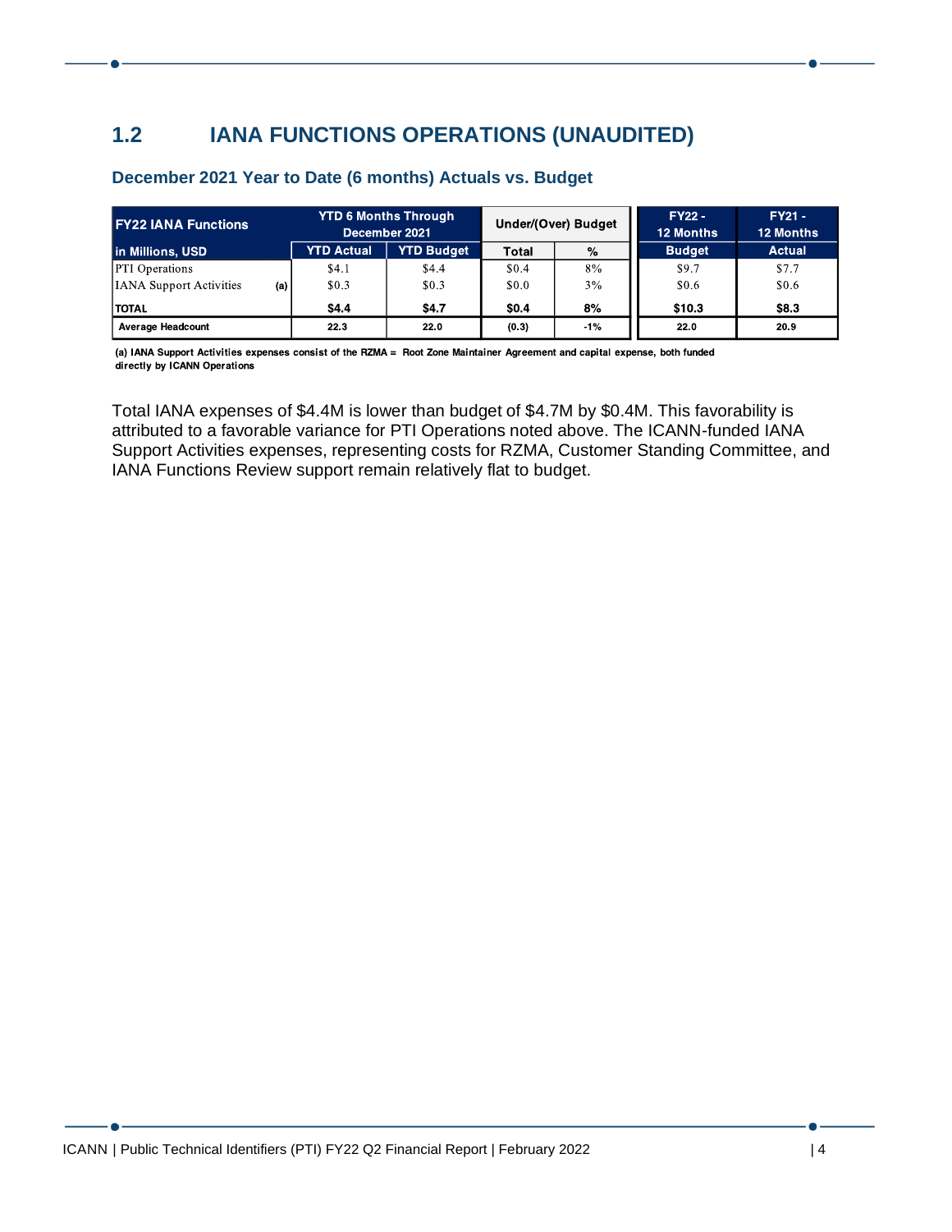## 1.2 IANA FUNCTIONS OPERATIONS (UNAUDITED)

### December 2021 Year to Date (6 months) Actuals vs. Budget

| FY22 IANA Functions | | YTD 6 Months Through December 2021 | | Under/(Over) Budget | | FY22 - 12 Months | FY21 - 12 Months |
|---|---|---|---|---|---|---|---|
| in Millions, USD | | YTD Actual | YTD Budget | Total | % | Budget | Actual |
| PTI Operations | | $4.1 | $4.4 | $0.4 | 8% | $9.7 | $7.7 |
| IANA Support Activities | (a) | $0.3 | $0.3 | $0.0 | 3% | $0.6 | $0.6 |
| **TOTAL** | | **$4.4** | **$4.7** | **$0.4** | **8%** | **$10.3** | **$8.3** |
| **Average Headcount** | | **22.3** | **22.0** | **(0.3)** | **-1%** | **22.0** | **20.9** |

**(a) IANA Support Activities expenses consist of the RZMA = Root Zone Maintainer Agreement and capital expense, both funded directly by ICANN Operations**

Total IANA expenses of $4.4M is lower than budget of $4.7M by $0.4M. This favorability is attributed to a favorable variance for PTI Operations noted above. The ICANN-funded IANA Support Activities expenses, representing costs for RZMA, Customer Standing Committee, and IANA Functions Review support remain relatively flat to budget.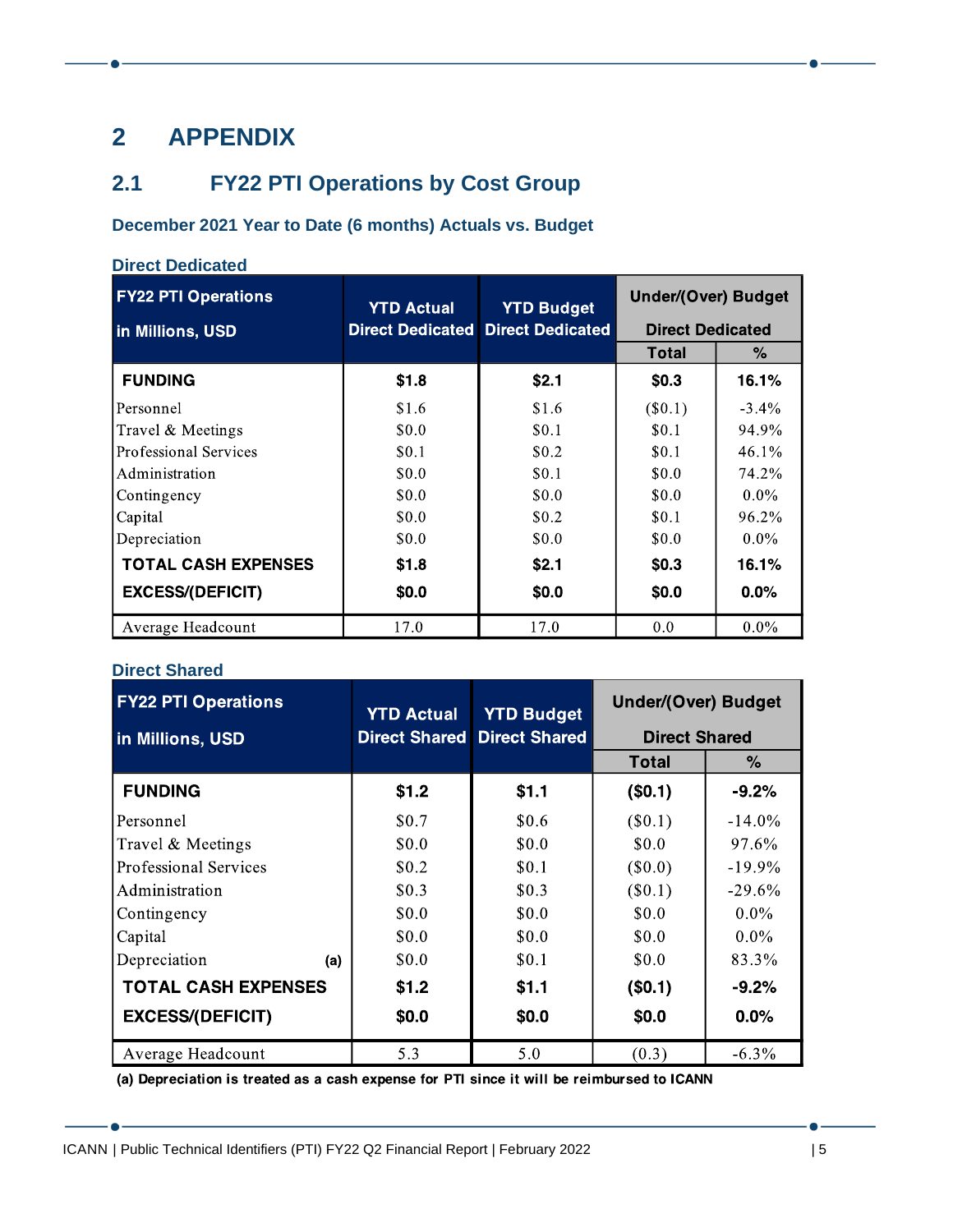# 2 APPENDIX

## 2.1 FY22 PTI Operations by Cost Group

### December 2021 Year to Date (6 months) Actuals vs. Budget

**Direct Dedicated**

| FY22 PTI Operations in Millions, USD | YTD Actual Direct Dedicated | YTD Budget Direct Dedicated | Under/(Over) Budget Direct Dedicated | |
|---|---|---|---|---|
| | | | Total | % |
| **FUNDING** | **$1.8** | **$2.1** | **$0.3** | **16.1%** |
| Personnel | $1.6 | $1.6 | ($0.1) | -3.4% |
| Travel & Meetings | $0.0 | $0.1 | $0.1 | 94.9% |
| Professional Services | $0.1 | $0.2 | $0.1 | 46.1% |
| Administration | $0.0 | $0.1 | $0.0 | 74.2% |
| Contingency | $0.0 | $0.0 | $0.0 | 0.0% |
| Capital | $0.0 | $0.2 | $0.1 | 96.2% |
| Depreciation | $0.0 | $0.0 | $0.0 | 0.0% |
| **TOTAL CASH EXPENSES** | **$1.8** | **$2.1** | **$0.3** | **16.1%** |
| **EXCESS/(DEFICIT)** | **$0.0** | **$0.0** | **$0.0** | **0.0%** |
| Average Headcount | 17.0 | 17.0 | 0.0 | 0.0% |

**Direct Shared**

| FY22 PTI Operations in Millions, USD | YTD Actual Direct Shared | YTD Budget Direct Shared | Under/(Over) Budget Direct Shared | |
|---|---|---|---|---|
| | | | Total | % |
| **FUNDING** | **$1.2** | **$1.1** | **($0.1)** | **-9.2%** |
| Personnel | $0.7 | $0.6 | ($0.1) | -14.0% |
| Travel & Meetings | $0.0 | $0.0 | $0.0 | 97.6% |
| Professional Services | $0.2 | $0.1 | ($0.0) | -19.9% |
| Administration | $0.3 | $0.3 | ($0.1) | -29.6% |
| Contingency | $0.0 | $0.0 | $0.0 | 0.0% |
| Capital | $0.0 | $0.0 | $0.0 | 0.0% |
| Depreciation **(a)** | $0.0 | $0.1 | $0.0 | 83.3% |
| **TOTAL CASH EXPENSES** | **$1.2** | **$1.1** | **($0.1)** | **-9.2%** |
| **EXCESS/(DEFICIT)** | **$0.0** | **$0.0** | **$0.0** | **0.0%** |
| Average Headcount | 5.3 | 5.0 | (0.3) | -6.3% |

**(a) Depreciation is treated as a cash expense for PTI since it will be reimbursed to ICANN**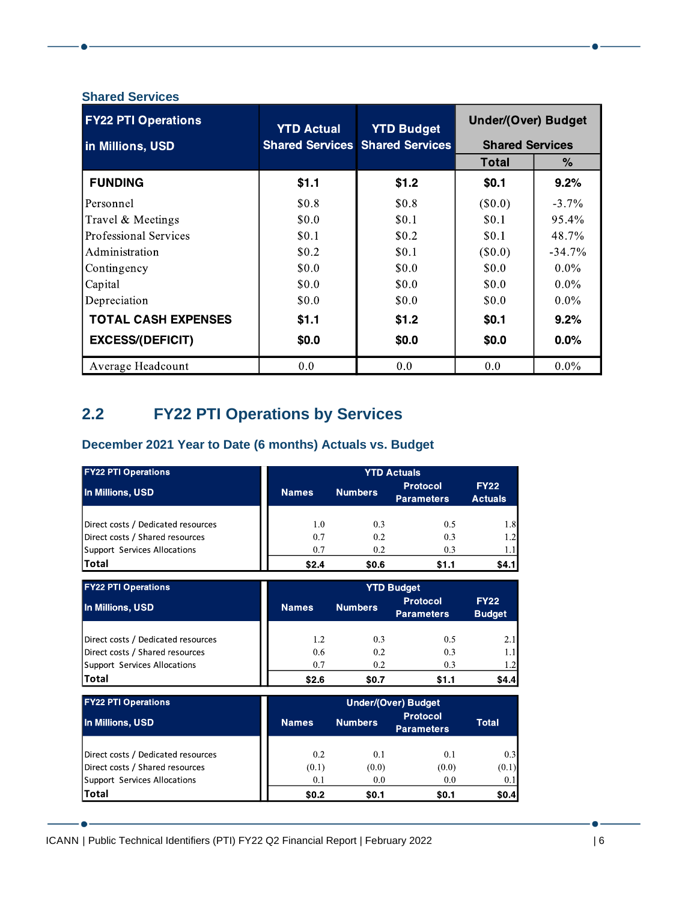### Shared Services

| FY22 PTI Operations<br>in Millions, USD | YTD Actual Shared Services | YTD Budget Shared Services | Under/(Over) Budget Shared Services | |
|---|---|---|---|---|
| | | | Total | % |
| **FUNDING** | **$1.1** | **$1.2** | **$0.1** | **9.2%** |
| Personnel | $0.8 | $0.8 | ($0.0) | -3.7% |
| Travel & Meetings | $0.0 | $0.1 | $0.1 | 95.4% |
| Professional Services | $0.1 | $0.2 | $0.1 | 48.7% |
| Administration | $0.2 | $0.1 | ($0.0) | -34.7% |
| Contingency | $0.0 | $0.0 | $0.0 | 0.0% |
| Capital | $0.0 | $0.0 | $0.0 | 0.0% |
| Depreciation | $0.0 | $0.0 | $0.0 | 0.0% |
| **TOTAL CASH EXPENSES** | **$1.1** | **$1.2** | **$0.1** | **9.2%** |
| **EXCESS/(DEFICIT)** | **$0.0** | **$0.0** | **$0.0** | **0.0%** |
| Average Headcount | 0.0 | 0.0 | 0.0 | 0.0% |

## 2.2 FY22 PTI Operations by Services

### December 2021 Year to Date (6 months) Actuals vs. Budget

| FY22 PTI Operations<br>In Millions, USD | YTD Actuals | | | |
|---|---|---|---|---|
| | Names | Numbers | Protocol Parameters | FY22 Actuals |
| Direct costs / Dedicated resources | 1.0 | 0.3 | 0.5 | 1.8 |
| Direct costs / Shared resources | 0.7 | 0.2 | 0.3 | 1.2 |
| Support Services Allocations | 0.7 | 0.2 | 0.3 | 1.1 |
| **Total** | **$2.4** | **$0.6** | **$1.1** | **$4.1** |

| FY22 PTI Operations<br>In Millions, USD | YTD Budget | | | |
|---|---|---|---|---|
| | Names | Numbers | Protocol Parameters | FY22 Budget |
| Direct costs / Dedicated resources | 1.2 | 0.3 | 0.5 | 2.1 |
| Direct costs / Shared resources | 0.6 | 0.2 | 0.3 | 1.1 |
| Support Services Allocations | 0.7 | 0.2 | 0.3 | 1.2 |
| **Total** | **$2.6** | **$0.7** | **$1.1** | **$4.4** |

| FY22 PTI Operations<br>In Millions, USD | Under/(Over) Budget | | | |
|---|---|---|---|---|
| | Names | Numbers | Protocol Parameters | Total |
| Direct costs / Dedicated resources | 0.2 | 0.1 | 0.1 | 0.3 |
| Direct costs / Shared resources | (0.1) | (0.0) | (0.0) | (0.1) |
| Support Services Allocations | 0.1 | 0.0 | 0.0 | 0.1 |
| **Total** | **$0.2** | **$0.1** | **$0.1** | **$0.4** |